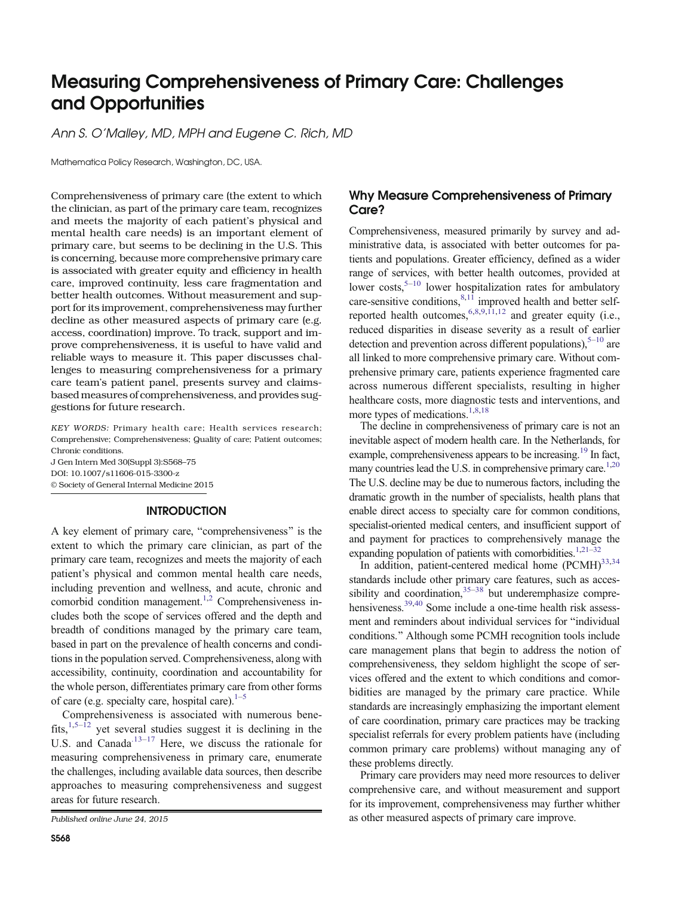# Measuring Comprehensiveness of Primary Care: Challenges and Opportunities

*Ann S. O'Malley, MD, MPH and Eugene C. Rich, MD*

Mathematica Policy Research, Washington, DC, USA.

Comprehensiveness of primary care (the extent to which the clinician, as part of the primary care team, recognizes and meets the majority of each patient's physical and mental health care needs) is an important element of primary care, but seems to be declining in the U.S. This is concerning, because more comprehensive primary care is associated with greater equity and efficiency in health care, improved continuity, less care fragmentation and better health outcomes. Without measurement and support for its improvement, comprehensiveness may further decline as other measured aspects of primary care (e.g. access, coordination) improve. To track, support and improve comprehensiveness, it is useful to have valid and reliable ways to measure it. This paper discusses challenges to measuring comprehensiveness for a primary care team's patient panel, presents survey and claims-based measures of comprehensiveness, and provides suggestions for future research.

*KEY WORDS:* Primary health care; Health services research; Comprehensive; Comprehensiveness; Quality of care; Patient outcomes; Chronic conditions.

J Gen Intern Med 30(Suppl 3):S568–75

DOI: 10.1007/s11606-015-3300-z

© Society of General Internal Medicine 2015

## INTRODUCTION

A key element of primary care, "comprehensiveness" is the extent to which the primary care clinician, as part of the primary care team, recognizes and meets the majority of each patient's physical and common mental health care needs, including prevention and wellness, and acute, chronic and comorbid condition management.[1,2] Comprehensiveness includes both the scope of services offered and the depth and breadth of conditions managed by the primary care team, based in part on the prevalence of health concerns and conditions in the population served. Comprehensiveness, along with accessibility, continuity, coordination and accountability for the whole person, differentiates primary care from other forms of care (e.g. specialty care, hospital care).[1–5]

Comprehensiveness is associated with numerous benefits,[1,5–12] yet several studies suggest it is declining in the U.S. and Canada.[13–17] Here, we discuss the rationale for measuring comprehensiveness in primary care, enumerate the challenges, including available data sources, then describe approaches to measuring comprehensiveness and suggest areas for future research.

*Published online June 24, 2015*

## Why Measure Comprehensiveness of Primary Care?

Comprehensiveness, measured primarily by survey and administrative data, is associated with better outcomes for patients and populations. Greater efficiency, defined as a wider range of services, with better health outcomes, provided at lower costs,[5–10] lower hospitalization rates for ambulatory care-sensitive conditions,[8,11] improved health and better self-reported health outcomes,[6,8,9,11,12] and greater equity (i.e., reduced disparities in disease severity as a result of earlier detection and prevention across different populations),[5–10] are all linked to more comprehensive primary care. Without comprehensive primary care, patients experience fragmented care across numerous different specialists, resulting in higher healthcare costs, more diagnostic tests and interventions, and more types of medications.[1,8,18]

The decline in comprehensiveness of primary care is not an inevitable aspect of modern health care. In the Netherlands, for example, comprehensiveness appears to be increasing.[19] In fact, many countries lead the U.S. in comprehensive primary care.[1,20] The U.S. decline may be due to numerous factors, including the dramatic growth in the number of specialists, health plans that enable direct access to specialty care for common conditions, specialist-oriented medical centers, and insufficient support of and payment for practices to comprehensively manage the expanding population of patients with comorbidities.[1,21–32]

In addition, patient-centered medical home (PCMH)[33,34] standards include other primary care features, such as accessibility and coordination,[35–38] but underemphasize comprehensiveness.[39,40] Some include a one-time health risk assessment and reminders about individual services for "individual conditions." Although some PCMH recognition tools include care management plans that begin to address the notion of comprehensiveness, they seldom highlight the scope of services offered and the extent to which conditions and comorbidities are managed by the primary care practice. While standards are increasingly emphasizing the important element of care coordination, primary care practices may be tracking specialist referrals for every problem patients have (including common primary care problems) without managing any of these problems directly.

Primary care providers may need more resources to deliver comprehensive care, and without measurement and support for its improvement, comprehensiveness may further whither as other measured aspects of primary care improve.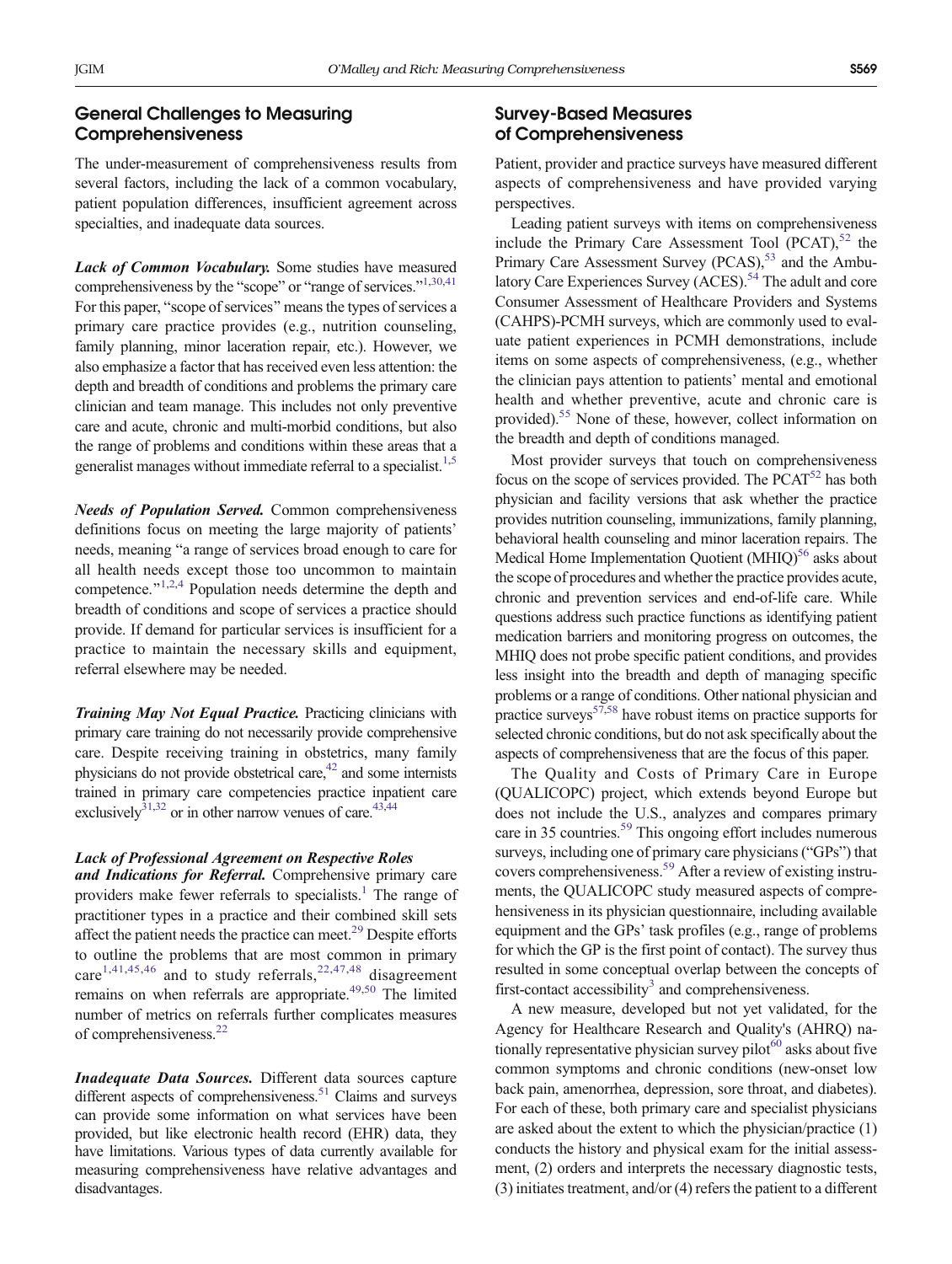## General Challenges to Measuring Comprehensiveness

The under-measurement of comprehensiveness results from several factors, including the lack of a common vocabulary, patient population differences, insufficient agreement across specialties, and inadequate data sources.

***Lack of Common Vocabulary.*** Some studies have measured comprehensiveness by the "scope" or "range of services."[1,30,41] For this paper, "scope of services" means the types of services a primary care practice provides (e.g., nutrition counseling, family planning, minor laceration repair, etc.). However, we also emphasize a factor that has received even less attention: the depth and breadth of conditions and problems the primary care clinician and team manage. This includes not only preventive care and acute, chronic and multi-morbid conditions, but also the range of problems and conditions within these areas that a generalist manages without immediate referral to a specialist.[1,5]

***Needs of Population Served.*** Common comprehensiveness definitions focus on meeting the large majority of patients' needs, meaning "a range of services broad enough to care for all health needs except those too uncommon to maintain competence."[1,2,4] Population needs determine the depth and breadth of conditions and scope of services a practice should provide. If demand for particular services is insufficient for a practice to maintain the necessary skills and equipment, referral elsewhere may be needed.

***Training May Not Equal Practice.*** Practicing clinicians with primary care training do not necessarily provide comprehensive care. Despite receiving training in obstetrics, many family physicians do not provide obstetrical care,[42] and some internists trained in primary care competencies practice inpatient care exclusively[31,32] or in other narrow venues of care.[43,44]

***Lack of Professional Agreement on Respective Roles and Indications for Referral.*** Comprehensive primary care providers make fewer referrals to specialists.[1] The range of practitioner types in a practice and their combined skill sets affect the patient needs the practice can meet.[29] Despite efforts to outline the problems that are most common in primary care[1,41,45,46] and to study referrals,[22,47,48] disagreement remains on when referrals are appropriate.[49,50] The limited number of metrics on referrals further complicates measures of comprehensiveness.[22]

***Inadequate Data Sources.*** Different data sources capture different aspects of comprehensiveness.[51] Claims and surveys can provide some information on what services have been provided, but like electronic health record (EHR) data, they have limitations. Various types of data currently available for measuring comprehensiveness have relative advantages and disadvantages.

## Survey-Based Measures of Comprehensiveness

Patient, provider and practice surveys have measured different aspects of comprehensiveness and have provided varying perspectives.

Leading patient surveys with items on comprehensiveness include the Primary Care Assessment Tool (PCAT),[52] the Primary Care Assessment Survey (PCAS),[53] and the Ambulatory Care Experiences Survey (ACES).[54] The adult and core Consumer Assessment of Healthcare Providers and Systems (CAHPS)-PCMH surveys, which are commonly used to evaluate patient experiences in PCMH demonstrations, include items on some aspects of comprehensiveness, (e.g., whether the clinician pays attention to patients' mental and emotional health and whether preventive, acute and chronic care is provided).[55] None of these, however, collect information on the breadth and depth of conditions managed.

Most provider surveys that touch on comprehensiveness focus on the scope of services provided. The PCAT[52] has both physician and facility versions that ask whether the practice provides nutrition counseling, immunizations, family planning, behavioral health counseling and minor laceration repairs. The Medical Home Implementation Quotient (MHIQ)[56] asks about the scope of procedures and whether the practice provides acute, chronic and prevention services and end-of-life care. While questions address such practice functions as identifying patient medication barriers and monitoring progress on outcomes, the MHIQ does not probe specific patient conditions, and provides less insight into the breadth and depth of managing specific problems or a range of conditions. Other national physician and practice surveys[57,58] have robust items on practice supports for selected chronic conditions, but do not ask specifically about the aspects of comprehensiveness that are the focus of this paper.

The Quality and Costs of Primary Care in Europe (QUALICOPC) project, which extends beyond Europe but does not include the U.S., analyzes and compares primary care in 35 countries.[59] This ongoing effort includes numerous surveys, including one of primary care physicians ("GPs") that covers comprehensiveness.[59] After a review of existing instruments, the QUALICOPC study measured aspects of comprehensiveness in its physician questionnaire, including available equipment and the GPs' task profiles (e.g., range of problems for which the GP is the first point of contact). The survey thus resulted in some conceptual overlap between the concepts of first-contact accessibility[3] and comprehensiveness.

A new measure, developed but not yet validated, for the Agency for Healthcare Research and Quality's (AHRQ) nationally representative physician survey pilot[60] asks about five common symptoms and chronic conditions (new-onset low back pain, amenorrhea, depression, sore throat, and diabetes). For each of these, both primary care and specialist physicians are asked about the extent to which the physician/practice (1) conducts the history and physical exam for the initial assessment, (2) orders and interprets the necessary diagnostic tests, (3) initiates treatment, and/or (4) refers the patient to a different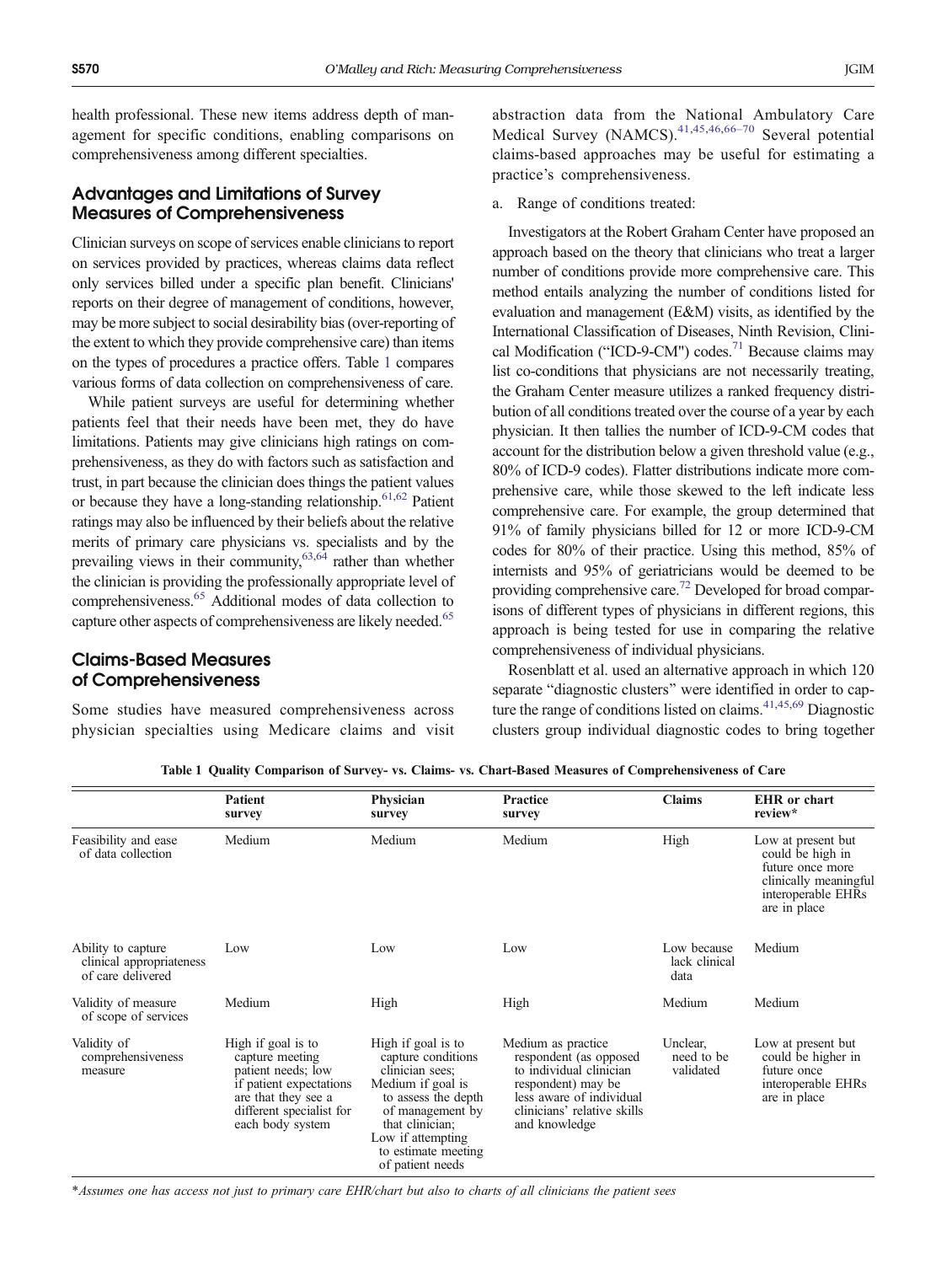health professional. These new items address depth of management for specific conditions, enabling comparisons on comprehensiveness among different specialties.

## Advantages and Limitations of Survey Measures of Comprehensiveness

Clinician surveys on scope of services enable clinicians to report on services provided by practices, whereas claims data reflect only services billed under a specific plan benefit. Clinicians' reports on their degree of management of conditions, however, may be more subject to social desirability bias (over-reporting of the extent to which they provide comprehensive care) than items on the types of procedures a practice offers. Table 1 compares various forms of data collection on comprehensiveness of care.

While patient surveys are useful for determining whether patients feel that their needs have been met, they do have limitations. Patients may give clinicians high ratings on comprehensiveness, as they do with factors such as satisfaction and trust, in part because the clinician does things the patient values or because they have a long-standing relationship.[61,62] Patient ratings may also be influenced by their beliefs about the relative merits of primary care physicians vs. specialists and by the prevailing views in their community,[63,64] rather than whether the clinician is providing the professionally appropriate level of comprehensiveness.[65] Additional modes of data collection to capture other aspects of comprehensiveness are likely needed.[65]

## Claims-Based Measures of Comprehensiveness

Some studies have measured comprehensiveness across physician specialties using Medicare claims and visit abstraction data from the National Ambulatory Care Medical Survey (NAMCS).[41,45,46,66–70] Several potential claims-based approaches may be useful for estimating a practice's comprehensiveness.

a. Range of conditions treated:

Investigators at the Robert Graham Center have proposed an approach based on the theory that clinicians who treat a larger number of conditions provide more comprehensive care. This method entails analyzing the number of conditions listed for evaluation and management (E&M) visits, as identified by the International Classification of Diseases, Ninth Revision, Clinical Modification ("ICD-9-CM") codes.[71] Because claims may list co-conditions that physicians are not necessarily treating, the Graham Center measure utilizes a ranked frequency distribution of all conditions treated over the course of a year by each physician. It then tallies the number of ICD-9-CM codes that account for the distribution below a given threshold value (e.g., 80% of ICD-9 codes). Flatter distributions indicate more comprehensive care, while those skewed to the left indicate less comprehensive care. For example, the group determined that 91% of family physicians billed for 12 or more ICD-9-CM codes for 80% of their practice. Using this method, 85% of internists and 95% of geriatricians would be deemed to be providing comprehensive care.[72] Developed for broad comparisons of different types of physicians in different regions, this approach is being tested for use in comparing the relative comprehensiveness of individual physicians.

Rosenblatt et al. used an alternative approach in which 120 separate "diagnostic clusters" were identified in order to capture the range of conditions listed on claims.[41,45,69] Diagnostic clusters group individual diagnostic codes to bring together

**Table 1 Quality Comparison of Survey- vs. Claims- vs. Chart-Based Measures of Comprehensiveness of Care**

| | Patient survey | Physician survey | Practice survey | Claims | EHR or chart review* |
|---|---|---|---|---|---|
| Feasibility and ease of data collection | Medium | Medium | Medium | High | Low at present but could be high in future once more clinically meaningful interoperable EHRs are in place |
| Ability to capture clinical appropriateness of care delivered | Low | Low | Low | Low because lack clinical data | Medium |
| Validity of measure of scope of services | Medium | High | High | Medium | Medium |
| Validity of comprehensiveness measure | High if goal is to capture meeting patient needs; low if patient expectations are that they see a different specialist for each body system | High if goal is to capture conditions clinician sees; Medium if goal is to assess the depth of management by that clinician; Low if attempting to estimate meeting of patient needs | Medium as practice respondent (as opposed to individual clinician respondent) may be less aware of individual clinicians' relative skills and knowledge | Unclear, need to be validated | Low at present but could be higher in future once interoperable EHRs are in place |

*\*Assumes one has access not just to primary care EHR/chart but also to charts of all clinicians the patient sees*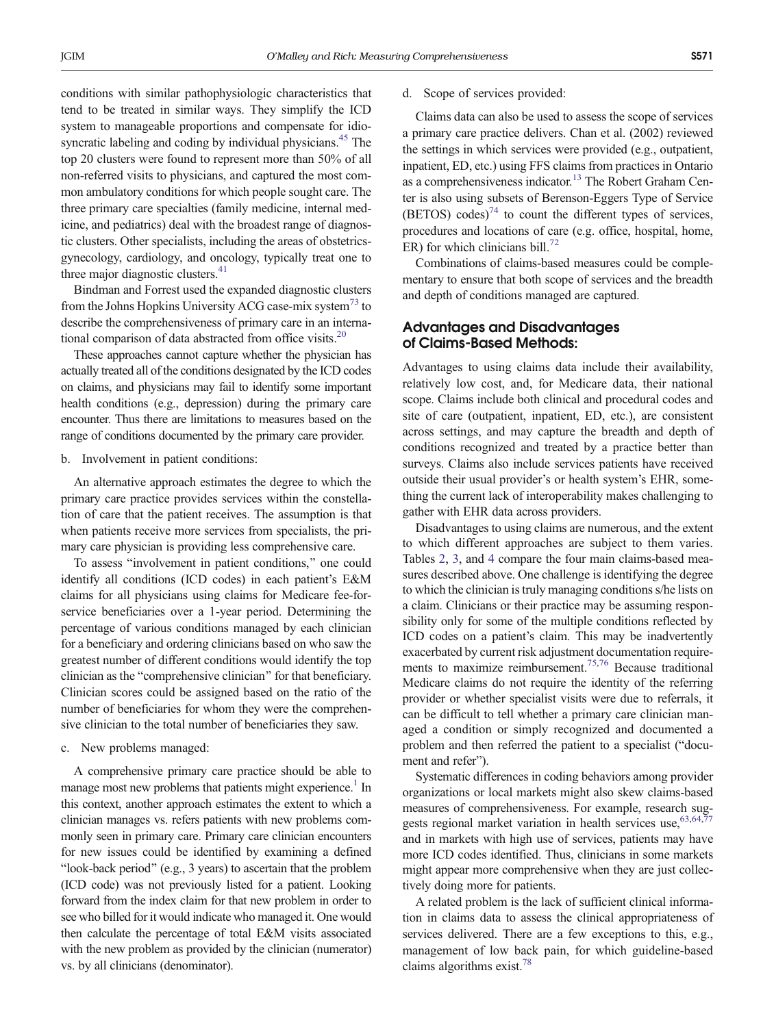conditions with similar pathophysiologic characteristics that tend to be treated in similar ways. They simplify the ICD system to manageable proportions and compensate for idiosyncratic labeling and coding by individual physicians.[45] The top 20 clusters were found to represent more than 50% of all non-referred visits to physicians, and captured the most common ambulatory conditions for which people sought care. The three primary care specialties (family medicine, internal medicine, and pediatrics) deal with the broadest range of diagnostic clusters. Other specialists, including the areas of obstetrics-gynecology, cardiology, and oncology, typically treat one to three major diagnostic clusters.[41]

Bindman and Forrest used the expanded diagnostic clusters from the Johns Hopkins University ACG case-mix system[73] to describe the comprehensiveness of primary care in an international comparison of data abstracted from office visits.[20]

These approaches cannot capture whether the physician has actually treated all of the conditions designated by the ICD codes on claims, and physicians may fail to identify some important health conditions (e.g., depression) during the primary care encounter. Thus there are limitations to measures based on the range of conditions documented by the primary care provider.

b. Involvement in patient conditions:

An alternative approach estimates the degree to which the primary care practice provides services within the constellation of care that the patient receives. The assumption is that when patients receive more services from specialists, the primary care physician is providing less comprehensive care.

To assess "involvement in patient conditions," one could identify all conditions (ICD codes) in each patient's E&M claims for all physicians using claims for Medicare fee-for-service beneficiaries over a 1-year period. Determining the percentage of various conditions managed by each clinician for a beneficiary and ordering clinicians based on who saw the greatest number of different conditions would identify the top clinician as the "comprehensive clinician" for that beneficiary. Clinician scores could be assigned based on the ratio of the number of beneficiaries for whom they were the comprehensive clinician to the total number of beneficiaries they saw.

c. New problems managed:

A comprehensive primary care practice should be able to manage most new problems that patients might experience.[1] In this context, another approach estimates the extent to which a clinician manages vs. refers patients with new problems commonly seen in primary care. Primary care clinician encounters for new issues could be identified by examining a defined "look-back period" (e.g., 3 years) to ascertain that the problem (ICD code) was not previously listed for a patient. Looking forward from the index claim for that new problem in order to see who billed for it would indicate who managed it. One would then calculate the percentage of total E&M visits associated with the new problem as provided by the clinician (numerator) vs. by all clinicians (denominator).

d. Scope of services provided:

Claims data can also be used to assess the scope of services a primary care practice delivers. Chan et al. (2002) reviewed the settings in which services were provided (e.g., outpatient, inpatient, ED, etc.) using FFS claims from practices in Ontario as a comprehensiveness indicator.[13] The Robert Graham Center is also using subsets of Berenson-Eggers Type of Service (BETOS) codes)[74] to count the different types of services, procedures and locations of care (e.g. office, hospital, home, ER) for which clinicians bill.[72]

Combinations of claims-based measures could be complementary to ensure that both scope of services and the breadth and depth of conditions managed are captured.

## Advantages and Disadvantages of Claims-Based Methods:

Advantages to using claims data include their availability, relatively low cost, and, for Medicare data, their national scope. Claims include both clinical and procedural codes and site of care (outpatient, inpatient, ED, etc.), are consistent across settings, and may capture the breadth and depth of conditions recognized and treated by a practice better than surveys. Claims also include services patients have received outside their usual provider's or health system's EHR, something the current lack of interoperability makes challenging to gather with EHR data across providers.

Disadvantages to using claims are numerous, and the extent to which different approaches are subject to them varies. Tables 2, 3, and 4 compare the four main claims-based measures described above. One challenge is identifying the degree to which the clinician is truly managing conditions s/he lists on a claim. Clinicians or their practice may be assuming responsibility only for some of the multiple conditions reflected by ICD codes on a patient's claim. This may be inadvertently exacerbated by current risk adjustment documentation requirements to maximize reimbursement.[75,76] Because traditional Medicare claims do not require the identity of the referring provider or whether specialist visits were due to referrals, it can be difficult to tell whether a primary care clinician managed a condition or simply recognized and documented a problem and then referred the patient to a specialist ("document and refer").

Systematic differences in coding behaviors among provider organizations or local markets might also skew claims-based measures of comprehensiveness. For example, research suggests regional market variation in health services use,[63,64,77] and in markets with high use of services, patients may have more ICD codes identified. Thus, clinicians in some markets might appear more comprehensive when they are just collectively doing more for patients.

A related problem is the lack of sufficient clinical information in claims data to assess the clinical appropriateness of services delivered. There are a few exceptions to this, e.g., management of low back pain, for which guideline-based claims algorithms exist.[78]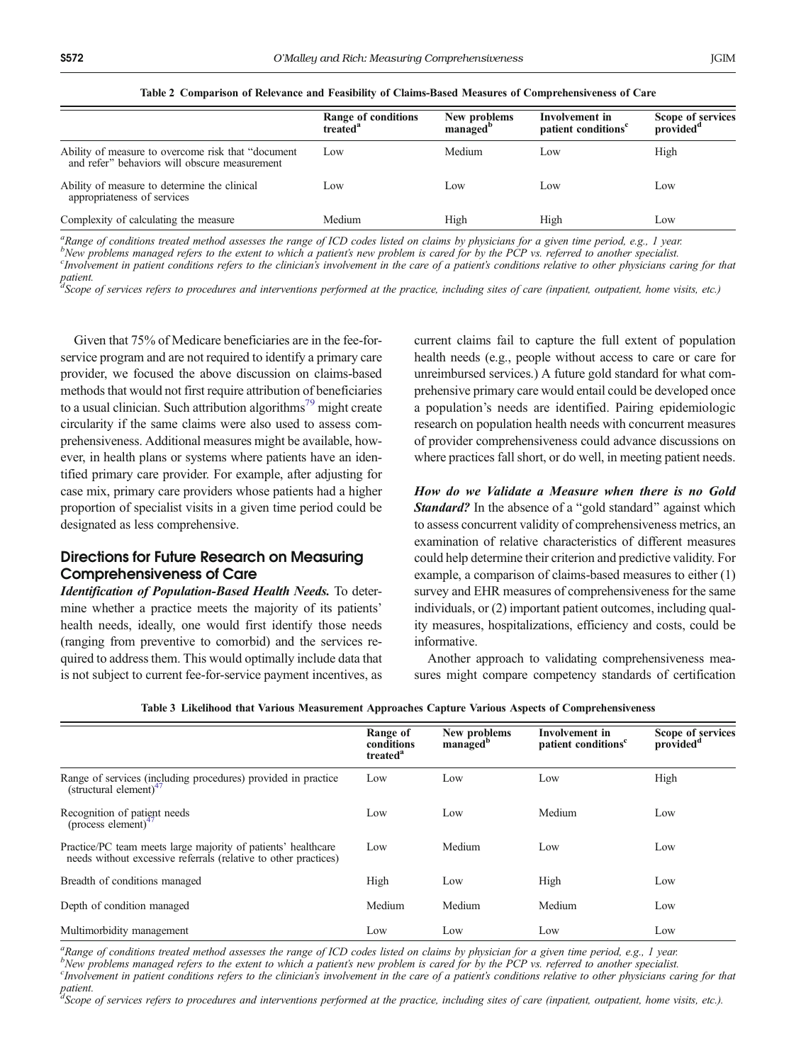**Table 2 Comparison of Relevance and Feasibility of Claims-Based Measures of Comprehensiveness of Care**

| | Range of conditions treated[a] | New problems managed[b] | Involvement in patient conditions[c] | Scope of services provided[d] |
|---|---|---|---|---|
| Ability of measure to overcome risk that "document and refer" behaviors will obscure measurement | Low | Medium | Low | High |
| Ability of measure to determine the clinical appropriateness of services | Low | Low | Low | Low |
| Complexity of calculating the measure | Medium | High | High | Low |

[a]*Range of conditions treated method assesses the range of ICD codes listed on claims by physicians for a given time period, e.g., 1 year.*
[b]*New problems managed refers to the extent to which a patient's new problem is cared for by the PCP vs. referred to another specialist.*
[c]*Involvement in patient conditions refers to the clinician's involvement in the care of a patient's conditions relative to other physicians caring for that patient.*
[d]*Scope of services refers to procedures and interventions performed at the practice, including sites of care (inpatient, outpatient, home visits, etc.)*

Given that 75% of Medicare beneficiaries are in the fee-for-service program and are not required to identify a primary care provider, we focused the above discussion on claims-based methods that would not first require attribution of beneficiaries to a usual clinician. Such attribution algorithms[79] might create circularity if the same claims were also used to assess comprehensiveness. Additional measures might be available, however, in health plans or systems where patients have an identified primary care provider. For example, after adjusting for case mix, primary care providers whose patients had a higher proportion of specialist visits in a given time period could be designated as less comprehensive.

## Directions for Future Research on Measuring Comprehensiveness of Care

***Identification of Population-Based Health Needs.*** To determine whether a practice meets the majority of its patients' health needs, ideally, one would first identify those needs (ranging from preventive to comorbid) and the services required to address them. This would optimally include data that is not subject to current fee-for-service payment incentives, as current claims fail to capture the full extent of population health needs (e.g., people without access to care or care for unreimbursed services.) A future gold standard for what comprehensive primary care would entail could be developed once a population's needs are identified. Pairing epidemiologic research on population health needs with concurrent measures of provider comprehensiveness could advance discussions on where practices fall short, or do well, in meeting patient needs.

***How do we Validate a Measure when there is no Gold Standard?*** In the absence of a "gold standard" against which to assess concurrent validity of comprehensiveness metrics, an examination of relative characteristics of different measures could help determine their criterion and predictive validity. For example, a comparison of claims-based measures to either (1) survey and EHR measures of comprehensiveness for the same individuals, or (2) important patient outcomes, including quality measures, hospitalizations, efficiency and costs, could be informative.

Another approach to validating comprehensiveness measures might compare competency standards of certification

**Table 3 Likelihood that Various Measurement Approaches Capture Various Aspects of Comprehensiveness**

| | Range of conditions treated[a] | New problems managed[b] | Involvement in patient conditions[c] | Scope of services provided[d] |
|---|---|---|---|---|
| Range of services (including procedures) provided in practice (structural element)[47] | Low | Low | Low | High |
| Recognition of patient needs (process element)[47] | Low | Low | Medium | Low |
| Practice/PC team meets large majority of patients' healthcare needs without excessive referrals (relative to other practices) | Low | Medium | Low | Low |
| Breadth of conditions managed | High | Low | High | Low |
| Depth of condition managed | Medium | Medium | Medium | Low |
| Multimorbidity management | Low | Low | Low | Low |

[a]*Range of conditions treated method assesses the range of ICD codes listed on claims by physician for a given time period, e.g., 1 year.*
[b]*New problems managed refers to the extent to which a patient's new problem is cared for by the PCP vs. referred to another specialist.*
[c]*Involvement in patient conditions refers to the clinician's involvement in the care of a patient's conditions relative to other physicians caring for that patient.*
[d]*Scope of services refers to procedures and interventions performed at the practice, including sites of care (inpatient, outpatient, home visits, etc.).*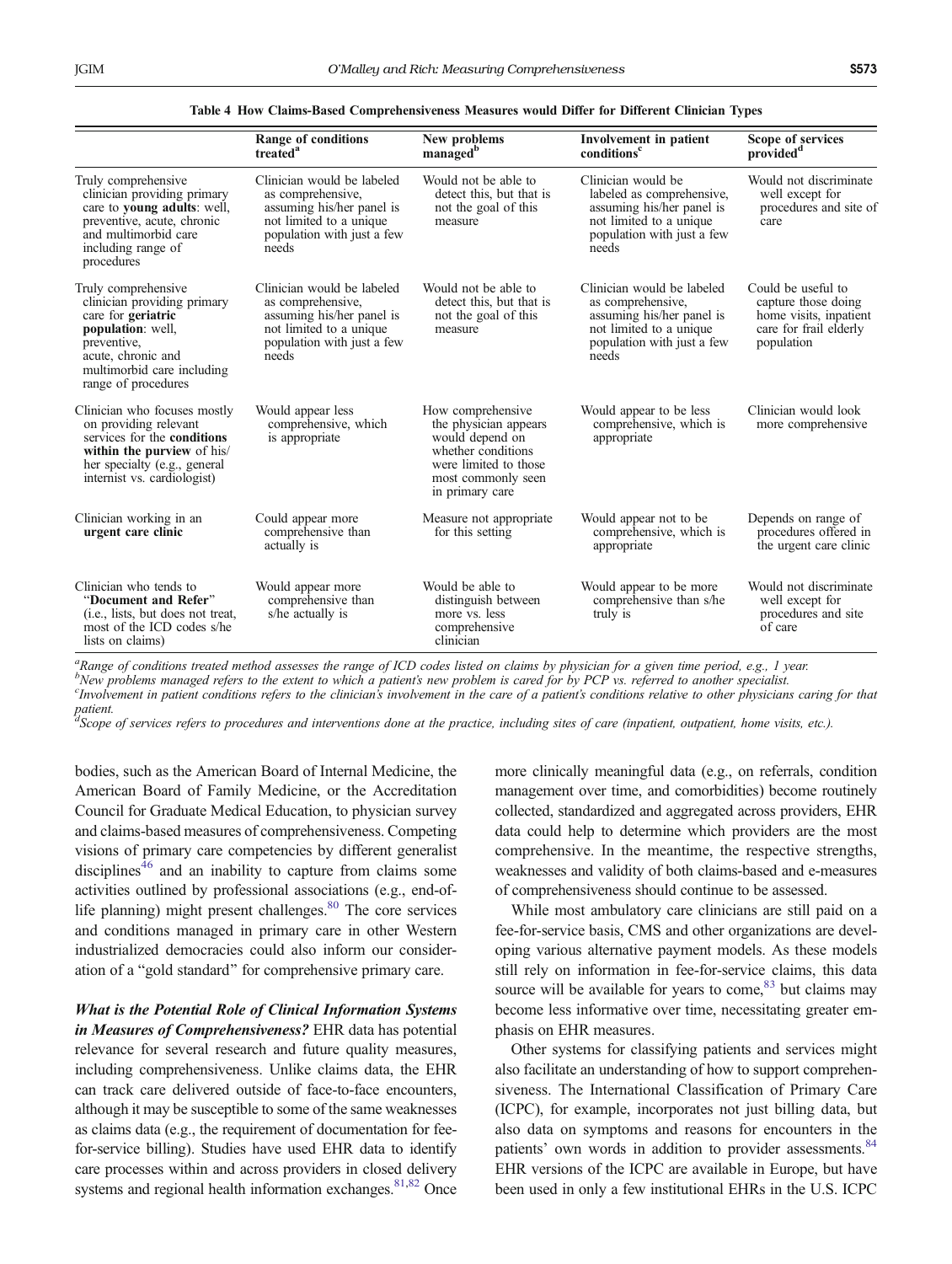**Table 4 How Claims-Based Comprehensiveness Measures would Differ for Different Clinician Types**

| | Range of conditions treated[a] | New problems managed[b] | Involvement in patient conditions[c] | Scope of services provided[d] |
|---|---|---|---|---|
| Truly comprehensive clinician providing primary care to **young adults**: well, preventive, acute, chronic and multimorbid care including range of procedures | Clinician would be labeled as comprehensive, assuming his/her panel is not limited to a unique population with just a few needs | Would not be able to detect this, but that is not the goal of this measure | Clinician would be labeled as comprehensive, assuming his/her panel is not limited to a unique population with just a few needs | Would not discriminate well except for procedures and site of care |
| Truly comprehensive clinician providing primary care for **geriatric population**: well, preventive, acute, chronic and multimorbid care including range of procedures | Clinician would be labeled as comprehensive, assuming his/her panel is not limited to a unique population with just a few needs | Would not be able to detect this, but that is not the goal of this measure | Clinician would be labeled as comprehensive, assuming his/her panel is not limited to a unique population with just a few needs | Could be useful to capture those doing home visits, inpatient care for frail elderly population |
| Clinician who focuses mostly on providing relevant services for the **conditions within the purview** of his/her specialty (e.g., general internist vs. cardiologist) | Would appear less comprehensive, which is appropriate | How comprehensive the physician appears would depend on whether conditions were limited to those most commonly seen in primary care | Would appear to be less comprehensive, which is appropriate | Clinician would look more comprehensive |
| Clinician working in an **urgent care clinic** | Could appear more comprehensive than actually is | Measure not appropriate for this setting | Would appear not to be comprehensive, which is appropriate | Depends on range of procedures offered in the urgent care clinic |
| Clinician who tends to "**Document and Refer**" (i.e., lists, but does not treat, most of the ICD codes s/he lists on claims) | Would appear more comprehensive than s/he actually is | Would be able to distinguish between more vs. less comprehensive clinician | Would appear to be more comprehensive than s/he truly is | Would not discriminate well except for procedures and site of care |

[a]*Range of conditions treated method assesses the range of ICD codes listed on claims by physician for a given time period, e.g., 1 year.*
[b]*New problems managed refers to the extent to which a patient's new problem is cared for by PCP vs. referred to another specialist.*
[c]*Involvement in patient conditions refers to the clinician's involvement in the care of a patient's conditions relative to other physicians caring for that patient.*
[d]*Scope of services refers to procedures and interventions done at the practice, including sites of care (inpatient, outpatient, home visits, etc.).*

bodies, such as the American Board of Internal Medicine, the American Board of Family Medicine, or the Accreditation Council for Graduate Medical Education, to physician survey and claims-based measures of comprehensiveness. Competing visions of primary care competencies by different generalist disciplines[46] and an inability to capture from claims some activities outlined by professional associations (e.g., end-of-life planning) might present challenges.[80] The core services and conditions managed in primary care in other Western industrialized democracies could also inform our consideration of a "gold standard" for comprehensive primary care.

***What is the Potential Role of Clinical Information Systems in Measures of Comprehensiveness?*** EHR data has potential relevance for several research and future quality measures, including comprehensiveness. Unlike claims data, the EHR can track care delivered outside of face-to-face encounters, although it may be susceptible to some of the same weaknesses as claims data (e.g., the requirement of documentation for fee-for-service billing). Studies have used EHR data to identify care processes within and across providers in closed delivery systems and regional health information exchanges.[81,82] Once more clinically meaningful data (e.g., on referrals, condition management over time, and comorbidities) become routinely collected, standardized and aggregated across providers, EHR data could help to determine which providers are the most comprehensive. In the meantime, the respective strengths, weaknesses and validity of both claims-based and e-measures of comprehensiveness should continue to be assessed.

While most ambulatory care clinicians are still paid on a fee-for-service basis, CMS and other organizations are developing various alternative payment models. As these models still rely on information in fee-for-service claims, this data source will be available for years to come,[83] but claims may become less informative over time, necessitating greater emphasis on EHR measures.

Other systems for classifying patients and services might also facilitate an understanding of how to support comprehensiveness. The International Classification of Primary Care (ICPC), for example, incorporates not just billing data, but also data on symptoms and reasons for encounters in the patients' own words in addition to provider assessments.[84] EHR versions of the ICPC are available in Europe, but have been used in only a few institutional EHRs in the U.S. ICPC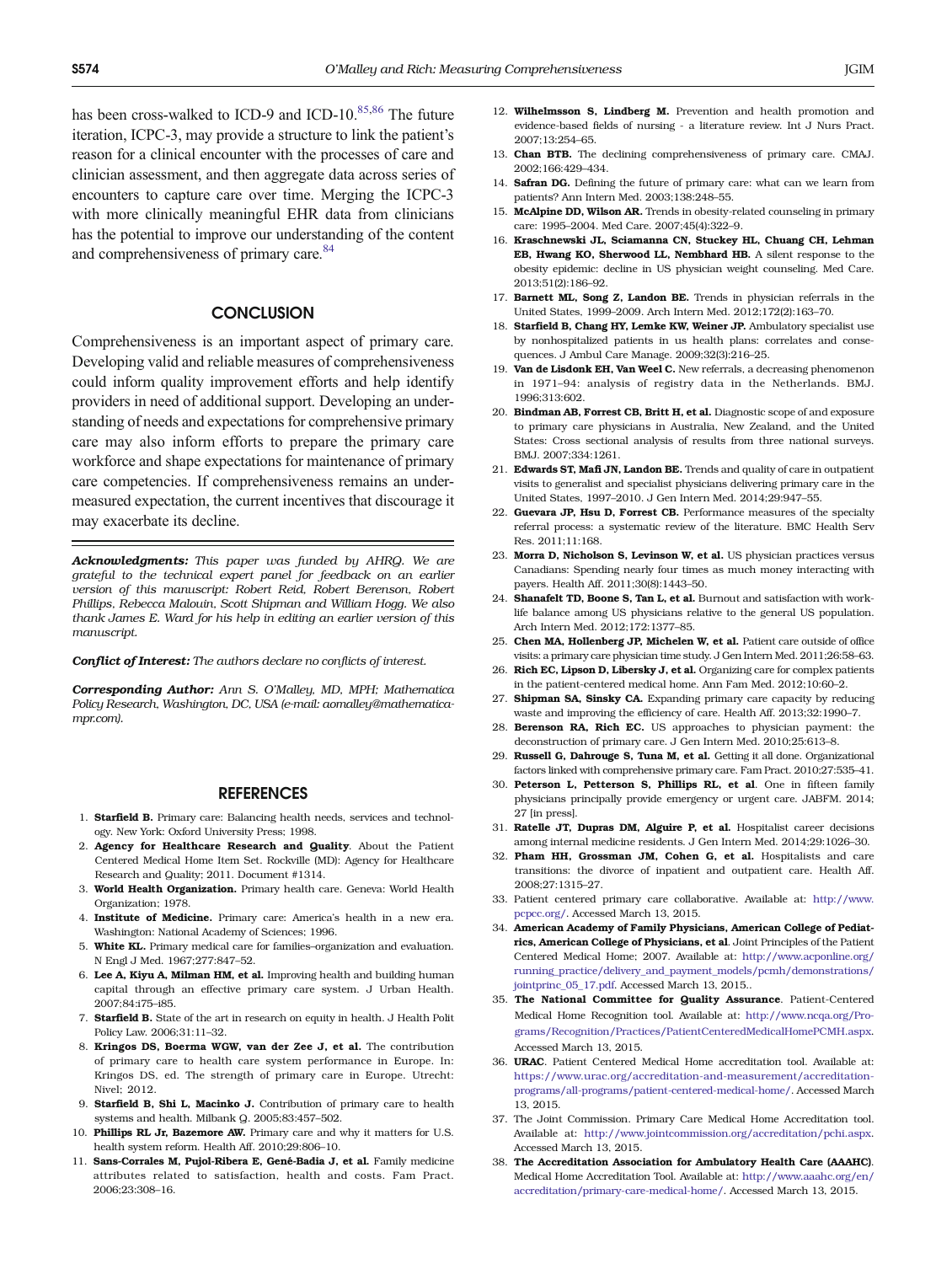has been cross-walked to ICD-9 and ICD-10.[85,86] The future iteration, ICPC-3, may provide a structure to link the patient's reason for a clinical encounter with the processes of care and clinician assessment, and then aggregate data across series of encounters to capture care over time. Merging the ICPC-3 with more clinically meaningful EHR data from clinicians has the potential to improve our understanding of the content and comprehensiveness of primary care.[84]

## CONCLUSION

Comprehensiveness is an important aspect of primary care. Developing valid and reliable measures of comprehensiveness could inform quality improvement efforts and help identify providers in need of additional support. Developing an understanding of needs and expectations for comprehensive primary care may also inform efforts to prepare the primary care workforce and shape expectations for maintenance of primary care competencies. If comprehensiveness remains an under-measured expectation, the current incentives that discourage it may exacerbate its decline.

***Acknowledgments:*** *This paper was funded by AHRQ. We are grateful to the technical expert panel for feedback on an earlier version of this manuscript: Robert Reid, Robert Berenson, Robert Phillips, Rebecca Malouin, Scott Shipman and William Hogg. We also thank James E. Ward for his help in editing an earlier version of this manuscript.*

***Conflict of Interest:*** *The authors declare no conflicts of interest.*

***Corresponding Author:*** *Ann S. O'Malley, MD, MPH; Mathematica Policy Research, Washington, DC, USA (e-mail: aomalley@mathematica-mpr.com).*

## REFERENCES

1. **Starfield B.** Primary care: Balancing health needs, services and technology. New York: Oxford University Press; 1998.
2. **Agency for Healthcare Research and Quality**. About the Patient Centered Medical Home Item Set. Rockville (MD): Agency for Healthcare Research and Quality; 2011. Document #1314.
3. **World Health Organization.** Primary health care. Geneva: World Health Organization; 1978.
4. **Institute of Medicine.** Primary care: America's health in a new era. Washington: National Academy of Sciences; 1996.
5. **White KL.** Primary medical care for families–organization and evaluation. N Engl J Med. 1967;277:847–52.
6. **Lee A, Kiyu A, Milman HM, et al.** Improving health and building human capital through an effective primary care system. J Urban Health. 2007;84:i75–i85.
7. **Starfield B.** State of the art in research on equity in health. J Health Polit Policy Law. 2006;31:11–32.
8. **Kringos DS, Boerma WGW, van der Zee J, et al.** The contribution of primary care to health care system performance in Europe. In: Kringos DS, ed. The strength of primary care in Europe. Utrecht: Nivel; 2012.
9. **Starfield B, Shi L, Macinko J.** Contribution of primary care to health systems and health. Milbank Q. 2005;83:457–502.
10. **Phillips RL Jr, Bazemore AW.** Primary care and why it matters for U.S. health system reform. Health Aff. 2010;29:806–10.
11. **Sans-Corrales M, Pujol-Ribera E, Gené-Badia J, et al.** Family medicine attributes related to satisfaction, health and costs. Fam Pract. 2006;23:308–16.
12. **Wilhelmsson S, Lindberg M.** Prevention and health promotion and evidence-based fields of nursing - a literature review. Int J Nurs Pract. 2007;13:254–65.
13. **Chan BTB.** The declining comprehensiveness of primary care. CMAJ. 2002;166:429–434.
14. **Safran DG.** Defining the future of primary care: what can we learn from patients? Ann Intern Med. 2003;138:248–55.
15. **McAlpine DD, Wilson AR.** Trends in obesity-related counseling in primary care: 1995–2004. Med Care. 2007;45(4):322–9.
16. **Kraschnewski JL, Sciamanna CN, Stuckey HL, Chuang CH, Lehman EB, Hwang KO, Sherwood LL, Nembhard HB.** A silent response to the obesity epidemic: decline in US physician weight counseling. Med Care. 2013;51(2):186–92.
17. **Barnett ML, Song Z, Landon BE.** Trends in physician referrals in the United States, 1999–2009. Arch Intern Med. 2012;172(2):163–70.
18. **Starfield B, Chang HY, Lemke KW, Weiner JP.** Ambulatory specialist use by nonhospitalized patients in us health plans: correlates and consequences. J Ambul Care Manage. 2009;32(3):216–25.
19. **Van de Lisdonk EH, Van Weel C.** New referrals, a decreasing phenomenon in 1971–94: analysis of registry data in the Netherlands. BMJ. 1996;313:602.
20. **Bindman AB, Forrest CB, Britt H, et al.** Diagnostic scope of and exposure to primary care physicians in Australia, New Zealand, and the United States: Cross sectional analysis of results from three national surveys. BMJ. 2007;334:1261.
21. **Edwards ST, Mafi JN, Landon BE.** Trends and quality of care in outpatient visits to generalist and specialist physicians delivering primary care in the United States, 1997–2010. J Gen Intern Med. 2014;29:947–55.
22. **Guevara JP, Hsu D, Forrest CB.** Performance measures of the specialty referral process: a systematic review of the literature. BMC Health Serv Res. 2011;11:168.
23. **Morra D, Nicholson S, Levinson W, et al.** US physician practices versus Canadians: Spending nearly four times as much money interacting with payers. Health Aff. 2011;30(8):1443–50.
24. **Shanafelt TD, Boone S, Tan L, et al.** Burnout and satisfaction with work-life balance among US physicians relative to the general US population. Arch Intern Med. 2012;172:1377–85.
25. **Chen MA, Hollenberg JP, Michelen W, et al.** Patient care outside of office visits: a primary care physician time study. J Gen Intern Med. 2011;26:58–63.
26. **Rich EC, Lipson D, Libersky J, et al.** Organizing care for complex patients in the patient-centered medical home. Ann Fam Med. 2012;10:60–2.
27. **Shipman SA, Sinsky CA.** Expanding primary care capacity by reducing waste and improving the efficiency of care. Health Aff. 2013;32:1990–7.
28. **Berenson RA, Rich EC.** US approaches to physician payment: the deconstruction of primary care. J Gen Intern Med. 2010;25:613–8.
29. **Russell G, Dahrouge S, Tuna M, et al.** Getting it all done. Organizational factors linked with comprehensive primary care. Fam Pract. 2010;27:535–41.
30. **Peterson L, Petterson S, Phillips RL, et al**. One in fifteen family physicians principally provide emergency or urgent care. JABFM. 2014; 27 [in press].
31. **Ratelle JT, Dupras DM, Alguire P, et al.** Hospitalist career decisions among internal medicine residents. J Gen Intern Med. 2014;29:1026–30.
32. **Pham HH, Grossman JM, Cohen G, et al.** Hospitalists and care transitions: the divorce of inpatient and outpatient care. Health Aff. 2008;27:1315–27.
33. Patient centered primary care collaborative. Available at: http://www.pcpcc.org/. Accessed March 13, 2015.
34. **American Academy of Family Physicians, American College of Pediatrics, American College of Physicians, et al**. Joint Principles of the Patient Centered Medical Home; 2007. Available at: http://www.acponline.org/running_practice/delivery_and_payment_models/pcmh/demonstrations/jointprinc_05_17.pdf. Accessed March 13, 2015..
35. **The National Committee for Quality Assurance**. Patient-Centered Medical Home Recognition tool. Available at: http://www.ncqa.org/Programs/Recognition/Practices/PatientCenteredMedicalHomePCMH.aspx. Accessed March 13, 2015.
36. **URAC**. Patient Centered Medical Home accreditation tool. Available at: https://www.urac.org/accreditation-and-measurement/accreditation-programs/all-programs/patient-centered-medical-home/. Accessed March 13, 2015.
37. The Joint Commission. Primary Care Medical Home Accreditation tool. Available at: http://www.jointcommission.org/accreditation/pchi.aspx. Accessed March 13, 2015.
38. **The Accreditation Association for Ambulatory Health Care (AAAHC)**. Medical Home Accreditation Tool. Available at: http://www.aaahc.org/en/accreditation/primary-care-medical-home/. Accessed March 13, 2015.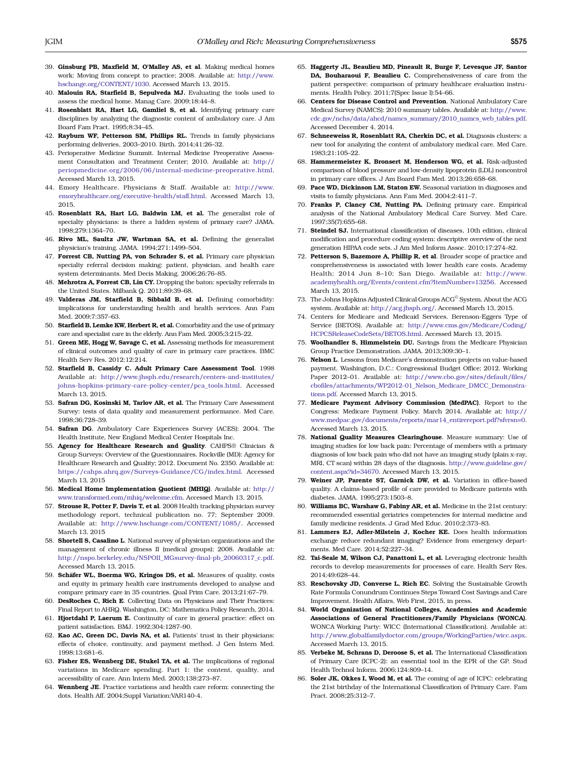39. **Ginsburg PB, Maxfield M, O'Malley AS, et al**. Making medical homes work: Moving from concept to practice; 2008. Available at: http://www.hschange.org/CONTENT/1030. Accessed March 13, 2015.
40. **Malouin RA, Starfield B, Sepulveda MJ.** Evaluating the tools used to assess the medical home. Manag Care. 2009;18:44–8.
41. **Rosenblatt RA, Hart LG, Gamliel S, et al.** Identifying primary care disciplines by analyzing the diagnostic content of ambulatory care. J Am Board Fam Pract. 1995;8:34–45.
42. **Rayburn WF, Petterson SM, Phillips RL.** Trends in family physicians performing deliveries, 2003–2010. Birth. 2014;41:26–32.
43. Perioperative Medicine Summit. Internal Medicine Preoperative Assessment Consultation and Treatment Center; 2010. Available at: http://periopmedicine.org/2006/06/internal-medicine-preoperative.html. Accessed March 13, 2015.
44. Emory Healthcare. Physicians & Staff. Available at: http://www.emoryhealthcare.org/executive-health/staff.html. Accessed March 13, 2015.
45. **Rosenblatt RA, Hart LG, Baldwin LM, et al.** The generalist role of specialty physicians: is there a hidden system of primary care? JAMA. 1998;279:1364–70.
46. **Rivo ML, Saultz JW, Wartman SA, et al.** Defining the generalist physician's training. JAMA. 1994;271:1499–504.
47. **Forrest CB, Nutting PA, von Schrader S, et al.** Primary care physician specialty referral decision making: patient, physician, and health care system determinants. Med Decis Making. 2006;26:76–85.
48. **Mehrotra A, Forrest CB, Lin CY.** Dropping the baton: specialty referrals in the United States. Milbank Q. 2011;89:39–68.
49. **Valderas JM, Starfield B, Sibbald B, et al.** Defining comorbidity: implications for understanding health and health services. Ann Fam Med. 2009;7:357–63.
50. **Starfield B, Lemke KW, Herbert R, et al.** Comorbidity and the use of primary care and specialist care in the elderly. Ann Fam Med. 2005;3:215–22.
51. **Green ME, Hogg W, Savage C, et al.** Assessing methods for measurement of clinical outcomes and quality of care in primary care practices. BMC Health Serv Res. 2012;12:214.
52. **Starfield B, Cassidy C. Adult Primary Care Assessment Tool**. 1998 Available at: http://www.jhsph.edu/research/centers-and-institutes/johns-hopkins-primary-care-policy-center/pca_tools.html. Accessed March 13, 2015.
53. **Safran DG, Kosinski M, Tarlov AR, et al.** The Primary Care Assessment Survey: tests of data quality and measurement performance. Med Care. 1998;36:728–39.
54. **Safran DG**. Ambulatory Care Experiences Survey (ACES); 2004. The Health Institute, New England Medical Center Hospitals Inc.
55. **Agency for Healthcare Research and Quality**. CAHPS® Clinician & Group Surveys: Overview of the Questionnaires. Rockville (MD): Agency for Healthcare Research and Quality; 2012. Document No. 2350. Available at: https://cahps.ahrq.gov/Surveys-Guidance/CG/index.html. Accessed March 13, 2015
56. **Medical Home Implementation Quotient (MHIQ)**. Available at: http://www.transformed.com/mhiq/welcome.cfm. Accessed March 13, 2015.
57. **Strouse R, Potter F, Davis T, et al**. 2008 Health tracking physician survey methodology report, technical publication no. 77; September 2009. Available at: http://www.hschange.com/CONTENT/1085/. Accessed March 13, 2015
58. **Shortell S, Casalino L**. National survey of physician organizations and the management of chronic illness II (medical groups); 2008. Available at: http://nspo.berkeley.edu/NSPOII_MGsurvey-final-pb_20060317_c.pdf. Accessed March 13, 2015.
59. **Schäfer WL, Boerma WG, Kringos DS, et al.** Measures of quality, costs and equity in primary health care instruments developed to analyse and compare primary care in 35 countries. Qual Prim Care. 2013;21:67–79.
60. **DesRoches C, Rich E**. Collecting Data on Physicians and Their Practices: Final Report to AHRQ. Washington, DC: Mathematica Policy Research, 2014.
61. **Hjortdahl P, Laerum E.** Continuity of care in general practice: effect on patient satisfaction. BMJ. 1992;304:1287–90.
62. **Kao AC, Green DC, Davis NA, et al.** Patients' trust in their physicians: effects of choice, continuity, and payment method. J Gen Intern Med. 1998;13:681–6.
63. **Fisher ES, Wennberg DE, Stukel TA, et al.** The implications of regional variations in Medicare spending. Part 1: the content, quality, and accessibility of care. Ann Intern Med. 2003;138:273–87.
64. **Wennberg JE**. Practice variations and health care reform: connecting the dots. Health Aff. 2004;Suppl Variation:VAR140-4.
65. **Haggerty JL, Beaulieu MD, Pineault R, Burge F, Levesque JF, Santor DA, Bouharaoui F, Beaulieu C.** Comprehensiveness of care from the patient perspective: comparison of primary healthcare evaluation instruments. Health Policy. 2011;7(Spec Issue l):54–66.
66. **Centers for Disease Control and Prevention**. National Ambulatory Care Medical Survey (NAMCS): 2010 summary tables. Available at: http://www.cdc.gov/nchs/data/ahcd/namcs_summary/2010_namcs_web_tables.pdf. Accessed December 4, 2014.
67. **Schneeweiss R, Rosenblatt RA, Cherkin DC, et al.** Diagnosis clusters: a new tool for analyzing the content of ambulatory medical care. Med Care. 1983;21:105–22.
68. **Hammermeister K, Bronsert M, Henderson WG, et al.** Risk-adjusted comparison of blood pressure and low-density lipoprotein (LDL) noncontrol in primary care offices. J Am Board Fam Med. 2013;26:658–68.
69. **Pace WD, Dickinson LM, Staton EW.** Seasonal variation in diagnoses and visits to family physicians. Ann Fam Med. 2004;2:411–7.
70. **Franks P, Clancy CM, Nutting PA.** Defining primary care. Empirical analysis of the National Ambulatory Medical Care Survey. Med Care. 1997;35(7):655–68.
71. **Steindel SJ.** International classification of diseases, 10th edition, clinical modification and procedure coding system: descriptive overview of the next generation HIPAA code sets. J Am Med Inform Assoc. 2010;17:274–82.
72. **Petterson S, Bazemore A, Phillip R, et al** Broader scope of practice and comprehensiveness is associated with lower health care costs. Academy Health; 2014 Jun 8–10; San Diego. Available at: http://www.academyhealth.org/Events/content.cfm?ItemNumber=13256. Accessed March 13, 2015.
73. The Johns Hopkins Adjusted Clinical Groups ACG© System. About the ACG system. Available at: http://acg.jhsph.org/. Accessed March 13, 2015.
74. Centers for Medicare and Medicaid Services. Berenson-Eggers Type of Service (BETOS). Available at: http://www.cms.gov/Medicare/Coding/HCPCSReleaseCodeSets/BETOS.html. Accessed March 13, 2015.
75. **Woolhandler S, Himmelstein DU.** Savings from the Medicare Physician Group Practice Demonstration. JAMA. 2013;309:30–1.
76. **Nelson L**. Lessons from Medicare's demonstration projects on value-based payment. Washington, D.C.: Congressional Budget Office; 2012. Working Paper 2012–01. Available at: http://www.cbo.gov/sites/default/files/cbofiles/attachments/WP2012-01_Nelson_Medicare_DMCC_Demonstrations.pdf. Accessed March 13, 2015.
77. **Medicare Payment Advisory Commission (MedPAC)**. Report to the Congress: Medicare Payment Policy. March 2014. Available at: http://www.medpac.gov/documents/reports/mar14_entirereport.pdf?sfvrsn=0. Accessed March 13, 2015.
78. **National Quality Measures Clearinghouse**. Measure summary: Use of imaging studies for low back pain: Percentage of members with a primary diagnosis of low back pain who did not have an imaging study (plain x-ray, MRI, CT scan) within 28 days of the diagnosis. http://www.guideline.gov/content.aspx?id=34670. Accessed March 13, 2015.
79. **Weiner JP, Parente ST, Garnick DW, et al.** Variation in office-based quality. A claims-based profile of care provided to Medicare patients with diabetes. JAMA. 1995;273:1503–8.
80. **Williams BC, Warshaw G, Fabiny AR, et al.** Medicine in the 21st century: recommended essential geriatrics competencies for internal medicine and family medicine residents. J Grad Med Educ. 2010;2:373–83.
81. **Lammers EJ, Adler-Milstein J, Kocher KE.** Does health information exchange reduce redundant imaging? Evidence from emergency departments. Med Care. 2014;52:227–34.
82. **Tai-Seale M, Wilson CJ, Panattoni L, et al.** Leveraging electronic health records to develop measurements for processes of care. Health Serv Res. 2014;49:628–44.
83. **Reschovsky JD, Converse L, Rich EC**. Solving the Sustainable Growth Rate Formula Conundrum Continues Steps Toward Cost Savings and Care Improvement. Health Affairs, Web First, 2015, in press.
84. **World Organization of National Colleges, Academies and Academic Associations of General Practitioners/Family Physicians (WONCA)**. WONCA Working Party: WICC (International Classification). Available at: http://www.globalfamilydoctor.com/groups/WorkingParties/wicc.aspx. Accessed March 13, 2015.
85. **Verbeke M, Schrans D, Deroose S, et al.** The International Classification of Primary Care (ICPC-2): an essential tool in the EPR of the GP. Stud Health Technol Inform. 2006;124:809–14.
86. **Soler JK, Okkes I, Wood M, et al.** The coming of age of ICPC: celebrating the 21st birthday of the International Classification of Primary Care. Fam Pract. 2008;25:312–7.